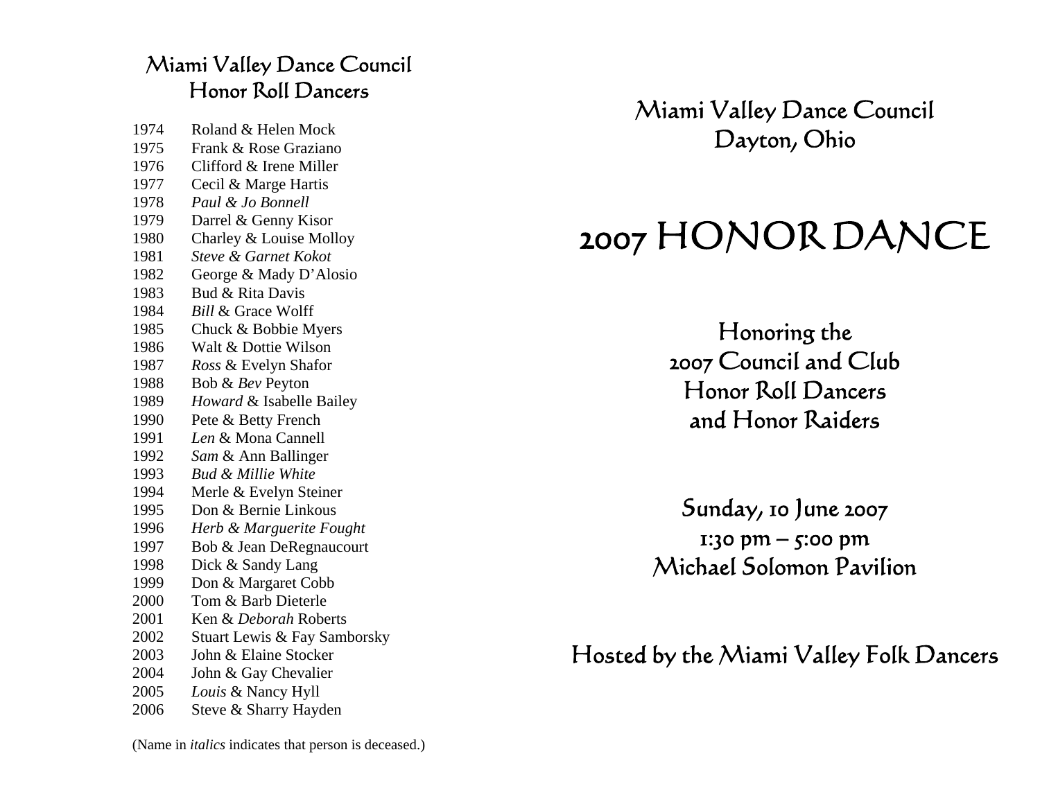## Miami Valley Dance Council
## Honor Roll Dancers

| | |
|---|---|
| 1974 | Roland & Helen Mock |
| 1975 | Frank & Rose Graziano |
| 1976 | Clifford & Irene Miller |
| 1977 | Cecil & Marge Hartis |
| 1978 | *Paul & Jo Bonnell* |
| 1979 | Darrel & Genny Kisor |
| 1980 | Charley & Louise Molloy |
| 1981 | *Steve & Garnet Kokot* |
| 1982 | George & Mady D'Alosio |
| 1983 | Bud & Rita Davis |
| 1984 | *Bill* & Grace Wolff |
| 1985 | Chuck & Bobbie Myers |
| 1986 | Walt & Dottie Wilson |
| 1987 | *Ross* & Evelyn Shafor |
| 1988 | Bob & *Bev* Peyton |
| 1989 | *Howard* & Isabelle Bailey |
| 1990 | Pete & Betty French |
| 1991 | *Len* & Mona Cannell |
| 1992 | *Sam* & Ann Ballinger |
| 1993 | *Bud & Millie White* |
| 1994 | Merle & Evelyn Steiner |
| 1995 | Don & Bernie Linkous |
| 1996 | *Herb & Marguerite Fought* |
| 1997 | Bob & Jean DeRegnaucourt |
| 1998 | Dick & Sandy Lang |
| 1999 | Don & Margaret Cobb |
| 2000 | Tom & Barb Dieterle |
| 2001 | Ken & *Deborah* Roberts |
| 2002 | Stuart Lewis & Fay Samborsky |
| 2003 | John & Elaine Stocker |
| 2004 | John & Gay Chevalier |
| 2005 | *Louis* & Nancy Hyll |
| 2006 | Steve & Sharry Hayden |

(Name in *italics* indicates that person is deceased.)

## Miami Valley Dance Council
## Dayton, Ohio

# 2007 HONOR DANCE

Honoring the
2007 Council and Club
Honor Roll Dancers
and Honor Raiders

Sunday, 10 June 2007
1:30 pm – 5:00 pm
Michael Solomon Pavilion

Hosted by the Miami Valley Folk Dancers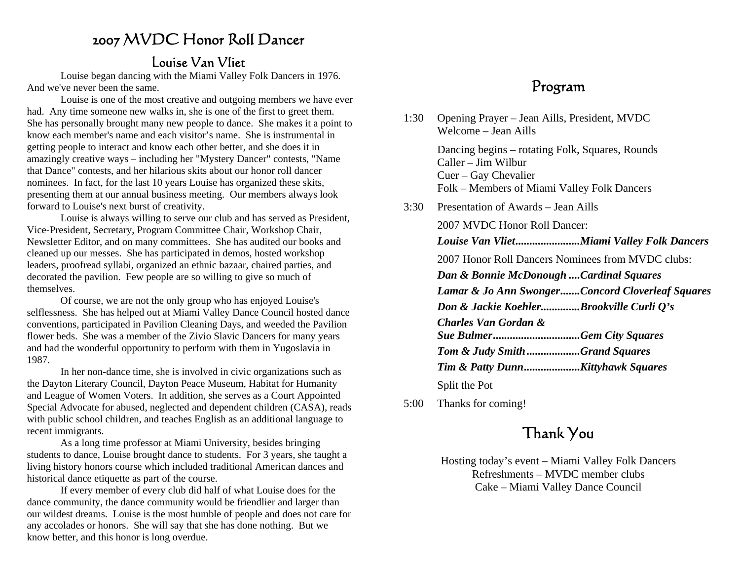# 2007 MVDC Honor Roll Dancer

## Louise Van Vliet

Louise began dancing with the Miami Valley Folk Dancers in 1976. And we've never been the same.

Louise is one of the most creative and outgoing members we have ever had. Any time someone new walks in, she is one of the first to greet them. She has personally brought many new people to dance. She makes it a point to know each member's name and each visitor's name. She is instrumental in getting people to interact and know each other better, and she does it in amazingly creative ways – including her "Mystery Dancer" contests, "Name that Dance" contests, and her hilarious skits about our honor roll dancer nominees. In fact, for the last 10 years Louise has organized these skits, presenting them at our annual business meeting. Our members always look forward to Louise's next burst of creativity.

Louise is always willing to serve our club and has served as President, Vice-President, Secretary, Program Committee Chair, Workshop Chair, Newsletter Editor, and on many committees. She has audited our books and cleaned up our messes. She has participated in demos, hosted workshop leaders, proofread syllabi, organized an ethnic bazaar, chaired parties, and decorated the pavilion. Few people are so willing to give so much of themselves.

Of course, we are not the only group who has enjoyed Louise's selflessness. She has helped out at Miami Valley Dance Council hosted dance conventions, participated in Pavilion Cleaning Days, and weeded the Pavilion flower beds. She was a member of the Zivio Slavic Dancers for many years and had the wonderful opportunity to perform with them in Yugoslavia in 1987.

In her non-dance time, she is involved in civic organizations such as the Dayton Literary Council, Dayton Peace Museum, Habitat for Humanity and League of Women Voters. In addition, she serves as a Court Appointed Special Advocate for abused, neglected and dependent children (CASA), reads with public school children, and teaches English as an additional language to recent immigrants.

As a long time professor at Miami University, besides bringing students to dance, Louise brought dance to students. For 3 years, she taught a living history honors course which included traditional American dances and historical dance etiquette as part of the course.

If every member of every club did half of what Louise does for the dance community, the dance community would be friendlier and larger than our wildest dreams. Louise is the most humble of people and does not care for any accolades or honors. She will say that she has done nothing. But we know better, and this honor is long overdue.

# Program

1:30 Opening Prayer – Jean Aills, President, MVDC
Welcome – Jean Aills

Dancing begins – rotating Folk, Squares, Rounds
Caller – Jim Wilbur
Cuer – Gay Chevalier
Folk – Members of Miami Valley Folk Dancers

3:30 Presentation of Awards – Jean Aills

2007 MVDC Honor Roll Dancer:

***Louise Van Vliet.......................Miami Valley Folk Dancers***

2007 Honor Roll Dancers Nominees from MVDC clubs:

***Dan & Bonnie McDonough ....Cardinal Squares***

***Lamar & Jo Ann Swonger.......Concord Cloverleaf Squares***

***Don & Jackie Koehler.............Brookville Curli Q's***

***Charles Van Gordan & Sue Bulmer...............................Gem City Squares***

***Tom & Judy Smith..................Grand Squares***

***Tim & Patty Dunn....................Kittyhawk Squares***

Split the Pot

5:00 Thanks for coming!

# Thank You

Hosting today's event – Miami Valley Folk Dancers
Refreshments – MVDC member clubs
Cake – Miami Valley Dance Council